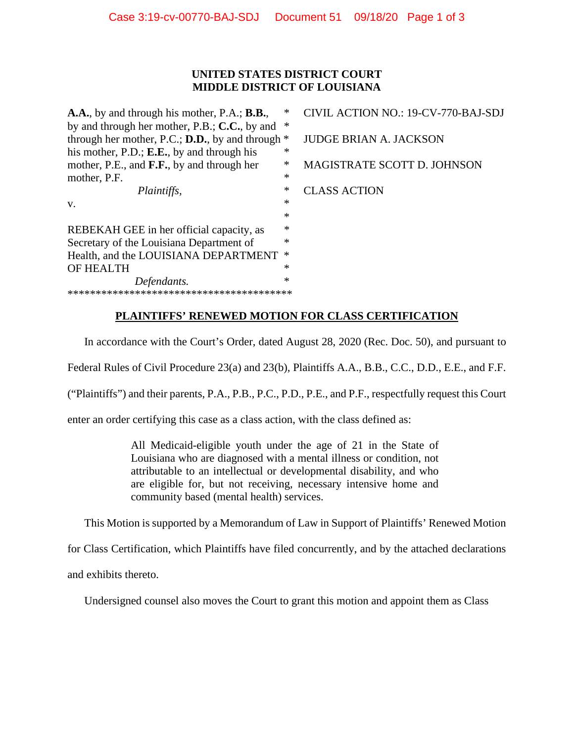**UNITED STATES DISTRICT COURT**
**MIDDLE DISTRICT OF LOUISIANA**

| | | |
|---|---|---|
| **A.A.**, by and through his mother, P.A.; **B.B.**, by and through her mother, P.B.; **C.C.**, by and through her mother, P.C.; **D.D.**, by and through his mother, P.D.; **E.E.**, by and through his mother, P.E., and **F.F.**, by and through her mother, P.F. | * | CIVIL ACTION NO.: 19-CV-770-BAJ-SDJ |
| *Plaintiffs,* | * | JUDGE BRIAN A. JACKSON |
| v. | * | MAGISTRATE SCOTT D. JOHNSON |
| REBEKAH GEE in her official capacity, as Secretary of the Louisiana Department of Health, and the LOUISIANA DEPARTMENT OF HEALTH | * | CLASS ACTION |
| *Defendants.* | * | |

*****************************************

## PLAINTIFFS' RENEWED MOTION FOR CLASS CERTIFICATION

In accordance with the Court's Order, dated August 28, 2020 (Rec. Doc. 50), and pursuant to Federal Rules of Civil Procedure 23(a) and 23(b), Plaintiffs A.A., B.B., C.C., D.D., E.E., and F.F. ("Plaintiffs") and their parents, P.A., P.B., P.C., P.D., P.E., and P.F., respectfully request this Court enter an order certifying this case as a class action, with the class defined as:

> All Medicaid-eligible youth under the age of 21 in the State of Louisiana who are diagnosed with a mental illness or condition, not attributable to an intellectual or developmental disability, and who are eligible for, but not receiving, necessary intensive home and community based (mental health) services.

This Motion is supported by a Memorandum of Law in Support of Plaintiffs' Renewed Motion for Class Certification, which Plaintiffs have filed concurrently, and by the attached declarations and exhibits thereto.

Undersigned counsel also moves the Court to grant this motion and appoint them as Class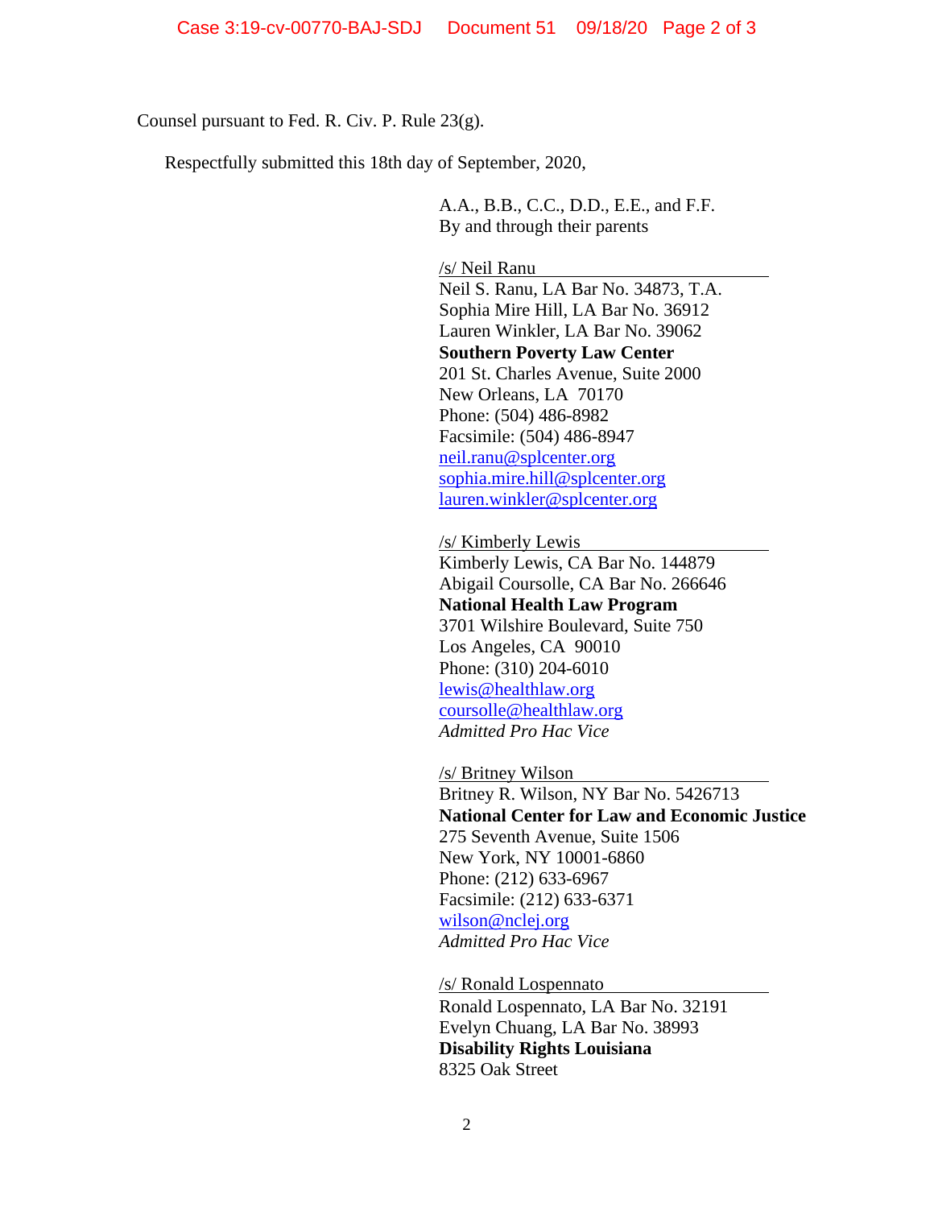Counsel pursuant to Fed. R. Civ. P. Rule 23(g).

Respectfully submitted this 18th day of September, 2020,

A.A., B.B., C.C., D.D., E.E., and F.F.
By and through their parents

/s/ Neil Ranu
Neil S. Ranu, LA Bar No. 34873, T.A.
Sophia Mire Hill, LA Bar No. 36912
Lauren Winkler, LA Bar No. 39062
**Southern Poverty Law Center**
201 St. Charles Avenue, Suite 2000
New Orleans, LA 70170
Phone: (504) 486-8982
Facsimile: (504) 486-8947
neil.ranu@splcenter.org
sophia.mire.hill@splcenter.org
lauren.winkler@splcenter.org

/s/ Kimberly Lewis
Kimberly Lewis, CA Bar No. 144879
Abigail Coursolle, CA Bar No. 266646
**National Health Law Program**
3701 Wilshire Boulevard, Suite 750
Los Angeles, CA 90010
Phone: (310) 204-6010
lewis@healthlaw.org
coursolle@healthlaw.org
*Admitted Pro Hac Vice*

/s/ Britney Wilson
Britney R. Wilson, NY Bar No. 5426713
**National Center for Law and Economic Justice**
275 Seventh Avenue, Suite 1506
New York, NY 10001-6860
Phone: (212) 633-6967
Facsimile: (212) 633-6371
wilson@nclej.org
*Admitted Pro Hac Vice*

/s/ Ronald Lospennato
Ronald Lospennato, LA Bar No. 32191
Evelyn Chuang, LA Bar No. 38993
**Disability Rights Louisiana**
8325 Oak Street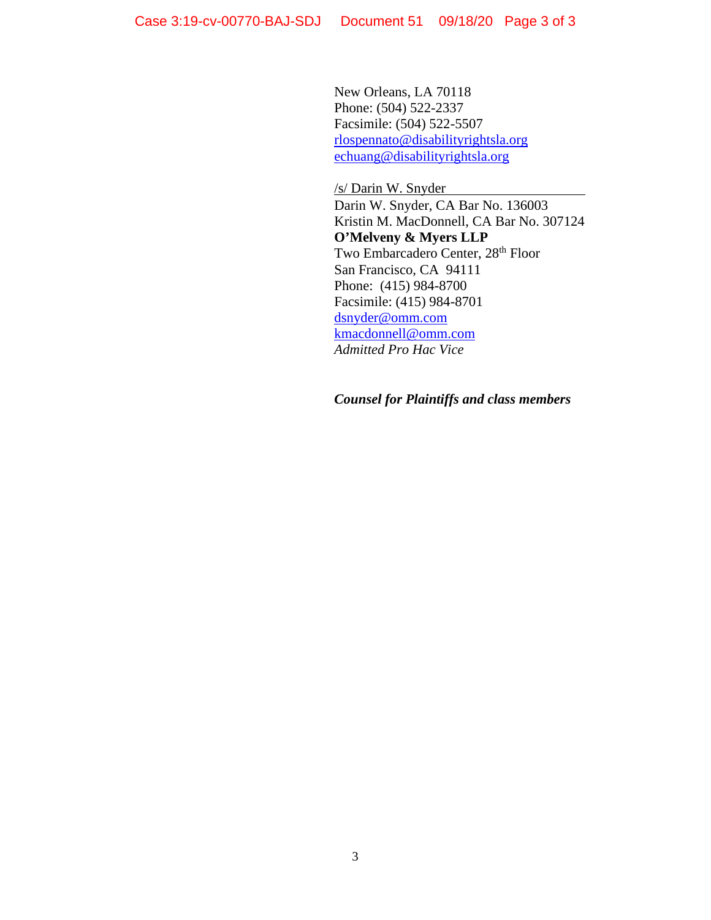New Orleans, LA 70118
Phone: (504) 522-2337
Facsimile: (504) 522-5507
rlospennato@disabilityrightsla.org
echuang@disabilityrightsla.org

/s/ Darin W. Snyder
Darin W. Snyder, CA Bar No. 136003
Kristin M. MacDonnell, CA Bar No. 307124
**O'Melveny & Myers LLP**
Two Embarcadero Center, 28th Floor
San Francisco, CA 94111
Phone: (415) 984-8700
Facsimile: (415) 984-8701
dsnyder@omm.com
kmacdonnell@omm.com
*Admitted Pro Hac Vice*

***Counsel for Plaintiffs and class members***